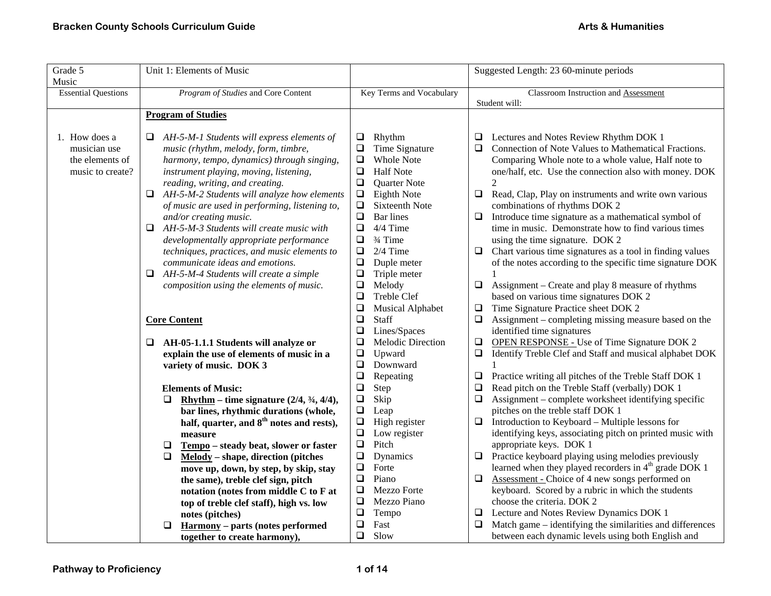| Grade 5 Music | Unit 1: Elements of Music | | Suggested Length: 23 60-minute periods |
|---|---|---|---|
| Essential Questions | *Program of Studies* and Core Content | Key Terms and Vocabulary | Classroom Instruction and Assessment<br>Student will: |
| 1. How does a musician use the elements of music to create? | **Program of Studies**<br><br>❑ *AH-5-M-1 Students will express elements of music (rhythm, melody, form, timbre, harmony, tempo, dynamics) through singing, instrument playing, moving, listening, reading, writing, and creating.*<br>❑ *AH-5-M-2 Students will analyze how elements of music are used in performing, listening to, and/or creating music.*<br>❑ *AH-5-M-3 Students will create music with developmentally appropriate performance techniques, practices, and music elements to communicate ideas and emotions.*<br>❑ *AH-5-M-4 Students will create a simple composition using the elements of music.*<br><br>**Core Content**<br><br>❑ **AH-05-1.1.1 Students will analyze or explain the use of elements of music in a variety of music. DOK 3**<br><br>**Elements of Music:**<br>❑ **Rhythm – time signature (2/4, ¾, 4/4), bar lines, rhythmic durations (whole, half, quarter, and 8th notes and rests), measure**<br>❑ **Tempo – steady beat, slower or faster**<br>❑ **Melody – shape, direction (pitches move up, down, by step, by skip, stay the same), treble clef sign, pitch notation (notes from middle C to F at top of treble clef staff), high vs. low notes (pitches)**<br>❑ **Harmony – parts (notes performed together to create harmony),** | ❑ Rhythm<br>❑ Time Signature<br>❑ Whole Note<br>❑ Half Note<br>❑ Quarter Note<br>❑ Eighth Note<br>❑ Sixteenth Note<br>❑ Bar lines<br>❑ 4/4 Time<br>❑ ¾ Time<br>❑ 2/4 Time<br>❑ Duple meter<br>❑ Triple meter<br>❑ Melody<br>❑ Treble Clef<br>❑ Musical Alphabet<br>❑ Staff<br>❑ Lines/Spaces<br>❑ Melodic Direction<br>❑ Upward<br>❑ Downward<br>❑ Repeating<br>❑ Step<br>❑ Skip<br>❑ Leap<br>❑ High register<br>❑ Low register<br>❑ Pitch<br>❑ Dynamics<br>❑ Forte<br>❑ Piano<br>❑ Mezzo Forte<br>❑ Mezzo Piano<br>❑ Tempo<br>❑ Fast<br>❑ Slow | ❑ Lectures and Notes Review Rhythm DOK 1<br>❑ Connection of Note Values to Mathematical Fractions. Comparing Whole note to a whole value, Half note to one/half, etc. Use the connection also with money. DOK 2<br>❑ Read, Clap, Play on instruments and write own various combinations of rhythms DOK 2<br>❑ Introduce time signature as a mathematical symbol of time in music. Demonstrate how to find various times using the time signature. DOK 2<br>❑ Chart various time signatures as a tool in finding values of the notes according to the specific time signature DOK 1<br>❑ Assignment – Create and play 8 measure of rhythms based on various time signatures DOK 2<br>❑ Time Signature Practice sheet DOK 2<br>❑ Assignment – completing missing measure based on the identified time signatures<br>❑ <u>OPEN RESPONSE -</u> Use of Time Signature DOK 2<br>❑ Identify Treble Clef and Staff and musical alphabet DOK 1<br>❑ Practice writing all pitches of the Treble Staff DOK 1<br>❑ Read pitch on the Treble Staff (verbally) DOK 1<br>❑ Assignment – complete worksheet identifying specific pitches on the treble staff DOK 1<br>❑ Introduction to Keyboard – Multiple lessons for identifying keys, associating pitch on printed music with appropriate keys. DOK 1<br>❑ Practice keyboard playing using melodies previously learned when they played recorders in 4th grade DOK 1<br>❑ <u>Assessment -</u> Choice of 4 new songs performed on keyboard. Scored by a rubric in which the students choose the criteria. DOK 2<br>❑ Lecture and Notes Review Dynamics DOK 1<br>❑ Match game – identifying the similarities and differences between each dynamic levels using both English and |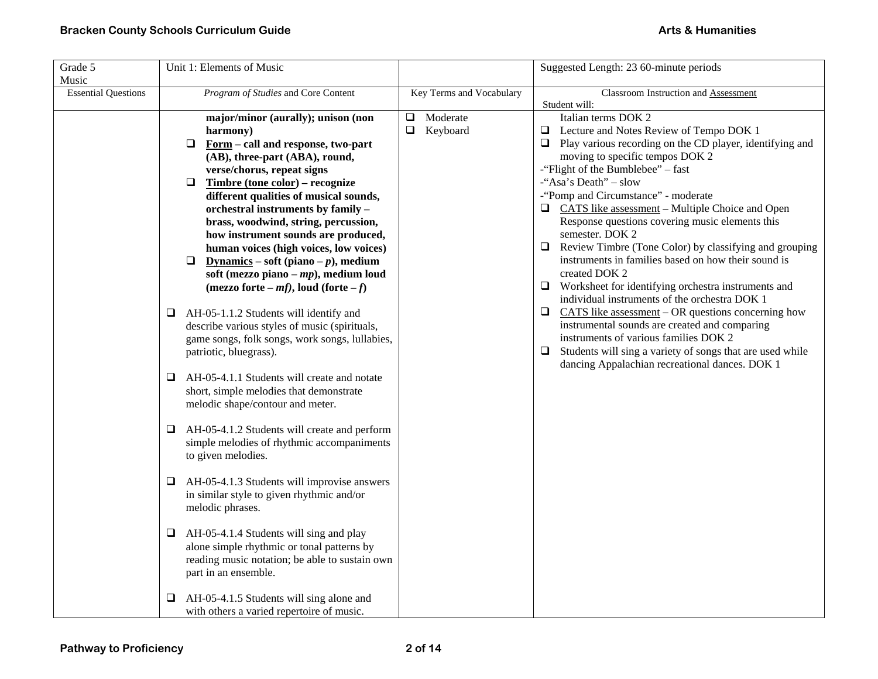| Grade 5 Music | Unit 1: Elements of Music | | Suggested Length: 23 60-minute periods |
|---|---|---|---|
| Essential Questions | *Program of Studies* and Core Content | Key Terms and Vocabulary | Classroom Instruction and Assessment<br>Student will: |
| | **major/minor (aurally); unison (non harmony)**<br>❑ **Form – call and response, two-part (AB), three-part (ABA), round, verse/chorus, repeat signs**<br>❑ **Timbre (tone color) – recognize different qualities of musical sounds, orchestral instruments by family – brass, woodwind, string, percussion, how instrument sounds are produced, human voices (high voices, low voices)**<br>❑ **Dynamics – soft (piano – *p*), medium soft (mezzo piano – *mp*), medium loud (mezzo forte – *mf*), loud (forte – *f*)**<br><br>❑ AH-05-1.1.2 Students will identify and describe various styles of music (spirituals, game songs, folk songs, work songs, lullabies, patriotic, bluegrass).<br><br>❑ AH-05-4.1.1 Students will create and notate short, simple melodies that demonstrate melodic shape/contour and meter.<br><br>❑ AH-05-4.1.2 Students will create and perform simple melodies of rhythmic accompaniments to given melodies.<br><br>❑ AH-05-4.1.3 Students will improvise answers in similar style to given rhythmic and/or melodic phrases.<br><br>❑ AH-05-4.1.4 Students will sing and play alone simple rhythmic or tonal patterns by reading music notation; be able to sustain own part in an ensemble.<br><br>❑ AH-05-4.1.5 Students will sing alone and with others a varied repertoire of music. | ❑ Moderate<br>❑ Keyboard | Italian terms DOK 2<br>❑ Lecture and Notes Review of Tempo DOK 1<br>❑ Play various recording on the CD player, identifying and moving to specific tempos DOK 2<br>-"Flight of the Bumblebee" – fast<br>-"Asa's Death" – slow<br>-"Pomp and Circumstance" - moderate<br>❑ CATS like assessment – Multiple Choice and Open Response questions covering music elements this semester. DOK 2<br>❑ Review Timbre (Tone Color) by classifying and grouping instruments in families based on how their sound is created DOK 2<br>❑ Worksheet for identifying orchestra instruments and individual instruments of the orchestra DOK 1<br>❑ CATS like assessment – OR questions concerning how instrumental sounds are created and comparing instruments of various families DOK 2<br>❑ Students will sing a variety of songs that are used while dancing Appalachian recreational dances. DOK 1 |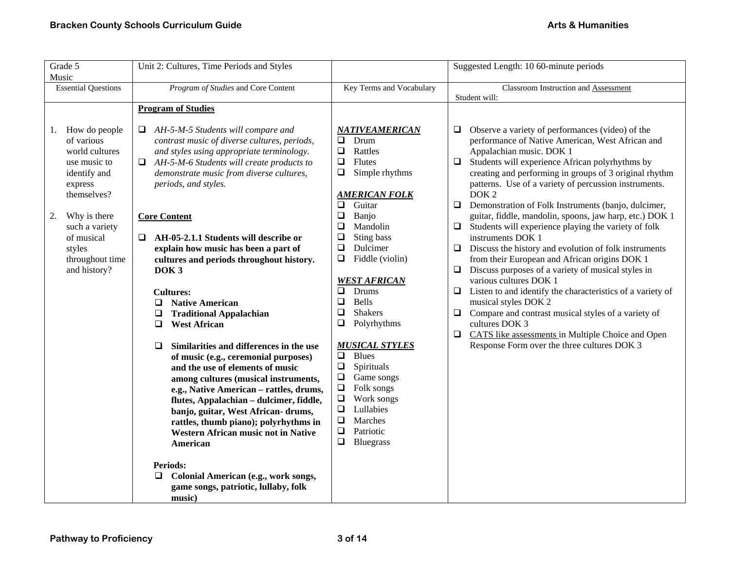| Grade 5 Music | Unit 2: Cultures, Time Periods and Styles | | Suggested Length: 10 60-minute periods |
|---|---|---|---|
| Essential Questions | *Program of Studies* and Core Content | Key Terms and Vocabulary | Classroom Instruction and Assessment<br>Student will: |
| 1. How do people of various world cultures use music to identify and express themselves?<br><br>2. Why is there such a variety of musical styles throughout time and history? | **Program of Studies**<br><br>❑ *AH-5-M-5 Students will compare and contrast music of diverse cultures, periods, and styles using appropriate terminology.*<br>❑ *AH-5-M-6 Students will create products to demonstrate music from diverse cultures, periods, and styles.*<br><br>**Core Content**<br><br>❑ **AH-05-2.1.1 Students will describe or explain how music has been a part of cultures and periods throughout history. DOK 3**<br><br>**Cultures:**<br>❑ **Native American**<br>❑ **Traditional Appalachian**<br>❑ **West African**<br><br>❑ **Similarities and differences in the use of music (e.g., ceremonial purposes) and the use of elements of music among cultures (musical instruments, e.g., Native American – rattles, drums, flutes, Appalachian – dulcimer, fiddle, banjo, guitar, West African- drums, rattles, thumb piano); polyrhythms in Western African music not in Native American**<br><br>**Periods:**<br>❑ **Colonial American (e.g., work songs, game songs, patriotic, lullaby, folk music)** | ***NATIVEAMERICAN***<br>❑ Drum<br>❑ Rattles<br>❑ Flutes<br>❑ Simple rhythms<br><br>***AMERICAN FOLK***<br>❑ Guitar<br>❑ Banjo<br>❑ Mandolin<br>❑ Sting bass<br>❑ Dulcimer<br>❑ Fiddle (violin)<br><br>***WEST AFRICAN***<br>❑ Drums<br>❑ Bells<br>❑ Shakers<br>❑ Polyrhythms<br><br>***MUSICAL STYLES***<br>❑ Blues<br>❑ Spirituals<br>❑ Game songs<br>❑ Folk songs<br>❑ Work songs<br>❑ Lullabies<br>❑ Marches<br>❑ Patriotic<br>❑ Bluegrass | ❑ Observe a variety of performances (video) of the performance of Native American, West African and Appalachian music. DOK 1<br>❑ Students will experience African polyrhythms by creating and performing in groups of 3 original rhythm patterns. Use of a variety of percussion instruments. DOK 2<br>❑ Demonstration of Folk Instruments (banjo, dulcimer, guitar, fiddle, mandolin, spoons, jaw harp, etc.) DOK 1<br>❑ Students will experience playing the variety of folk instruments DOK 1<br>❑ Discuss the history and evolution of folk instruments from their European and African origins DOK 1<br>❑ Discuss purposes of a variety of musical styles in various cultures DOK 1<br>❑ Listen to and identify the characteristics of a variety of musical styles DOK 2<br>❑ Compare and contrast musical styles of a variety of cultures DOK 3<br>❑ CATS like assessments in Multiple Choice and Open Response Form over the three cultures DOK 3 |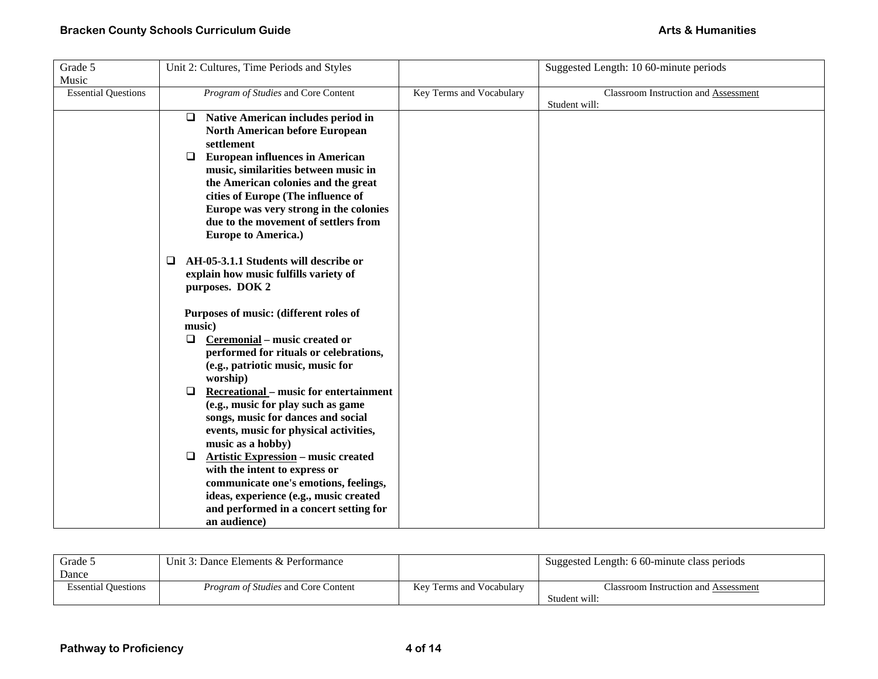| Grade 5 Music | Unit 2: Cultures, Time Periods and Styles | | Suggested Length: 10 60-minute periods |
|---|---|---|---|
| Essential Questions | *Program of Studies* and Core Content | Key Terms and Vocabulary | Classroom Instruction and Assessment<br>Student will: |
| | ❑ **Native American includes period in North American before European settlement**<br>❑ **European influences in American music, similarities between music in the American colonies and the great cities of Europe (The influence of Europe was very strong in the colonies due to the movement of settlers from Europe to America.)**<br><br>❑ **AH-05-3.1.1 Students will describe or explain how music fulfills variety of purposes. DOK 2**<br><br>**Purposes of music: (different roles of music)**<br>❑ **Ceremonial – music created or performed for rituals or celebrations, (e.g., patriotic music, music for worship)**<br>❑ **Recreational – music for entertainment (e.g., music for play such as game songs, music for dances and social events, music for physical activities, music as a hobby)**<br>❑ **Artistic Expression – music created with the intent to express or communicate one's emotions, feelings, ideas, experience (e.g., music created and performed in a concert setting for an audience)** | | |

| Grade 5 Dance | Unit 3: Dance Elements & Performance | | Suggested Length: 6 60-minute class periods |
|---|---|---|---|
| Essential Questions | *Program of Studies* and Core Content | Key Terms and Vocabulary | Classroom Instruction and Assessment<br>Student will: |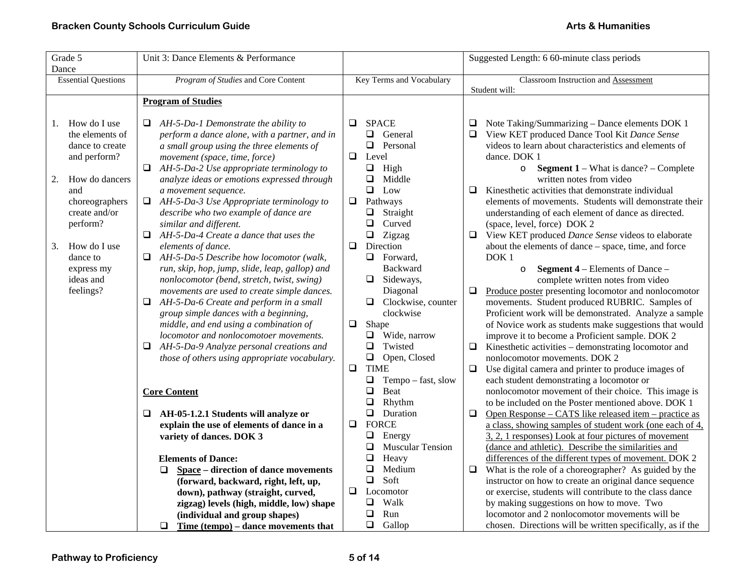| Grade 5 Dance | Unit 3: Dance Elements & Performance | | Suggested Length: 6 60-minute class periods |
|---|---|---|---|
| Essential Questions | *Program of Studies* and Core Content | Key Terms and Vocabulary | Classroom Instruction and Assessment<br>Student will: |
| 1. How do I use the elements of dance to create and perform?<br><br>2. How do dancers and choreographers create and/or perform?<br><br>3. How do I use dance to express my ideas and feelings? | **Program of Studies**<br><br>❑ *AH-5-Da-1 Demonstrate the ability to perform a dance alone, with a partner, and in a small group using the three elements of movement (space, time, force)*<br>❑ *AH-5-Da-2 Use appropriate terminology to analyze ideas or emotions expressed through a movement sequence.*<br>❑ *AH-5-Da-3 Use Appropriate terminology to describe who two example of dance are similar and different.*<br>❑ *AH-5-Da-4 Create a dance that uses the elements of dance.*<br>❑ *AH-5-Da-5 Describe how locomotor (walk, run, skip, hop, jump, slide, leap, gallop) and nonlocomotor (bend, stretch, twist, swing) movements are used to create simple dances.*<br>❑ *AH-5-Da-6 Create and perform in a small group simple dances with a beginning, middle, and end using a combination of locomotor and nonlocomotoer movements.*<br>❑ *AH-5-Da-9 Analyze personal creations and those of others using appropriate vocabulary.*<br><br>**Core Content**<br><br>❑ **AH-05-1.2.1 Students will analyze or explain the use of elements of dance in a variety of dances. DOK 3**<br><br>**Elements of Dance:**<br>❑ **Space – direction of dance movements (forward, backward, right, left, up, down), pathway (straight, curved, zigzag) levels (high, middle, low) shape (individual and group shapes)**<br>❑ **Time (tempo) – dance movements that** | ❑ SPACE<br>❑ General<br>❑ Personal<br>❑ Level<br>❑ High<br>❑ Middle<br>❑ Low<br>❑ Pathways<br>❑ Straight<br>❑ Curved<br>❑ Zigzag<br>❑ Direction<br>❑ Forward, Backward<br>❑ Sideways, Diagonal<br>❑ Clockwise, counter clockwise<br>❑ Shape<br>❑ Wide, narrow<br>❑ Twisted<br>❑ Open, Closed<br>❑ TIME<br>❑ Tempo – fast, slow<br>❑ Beat<br>❑ Rhythm<br>❑ Duration<br>❑ FORCE<br>❑ Energy<br>❑ Muscular Tension<br>❑ Heavy<br>❑ Medium<br>❑ Soft<br>❑ Locomotor<br>❑ Walk<br>❑ Run<br>❑ Gallop | ❑ Note Taking/Summarizing – Dance elements DOK 1<br>❑ View KET produced Dance Tool Kit *Dance Sense* videos to learn about characteristics and elements of dance. DOK 1<br>o **Segment 1** – What is dance? – Complete written notes from video<br>❑ Kinesthetic activities that demonstrate individual elements of movements. Students will demonstrate their understanding of each element of dance as directed. (space, level, force) DOK 2<br>❑ View KET produced *Dance Sense* videos to elaborate about the elements of dance – space, time, and force DOK 1<br>o **Segment 4** – Elements of Dance – complete written notes from video<br>❑ Produce poster presenting locomotor and nonlocomotor movements. Student produced RUBRIC. Samples of Proficient work will be demonstrated. Analyze a sample of Novice work as students make suggestions that would improve it to become a Proficient sample. DOK 2<br>❑ Kinesthetic activities – demonstrating locomotor and nonlocomotor movements. DOK 2<br>❑ Use digital camera and printer to produce images of each student demonstrating a locomotor or nonlocomotor movement of their choice. This image is to be included on the Poster mentioned above. DOK 1<br>❑ Open Response – CATS like released item – practice as a class, showing samples of student work (one each of 4, 3, 2, 1 responses) Look at four pictures of movement (dance and athletic). Describe the similarities and differences of the different types of movement. DOK 2<br>❑ What is the role of a choreographer? As guided by the instructor on how to create an original dance sequence or exercise, students will contribute to the class dance by making suggestions on how to move. Two locomotor and 2 nonlocomotor movements will be chosen. Directions will be written specifically, as if the |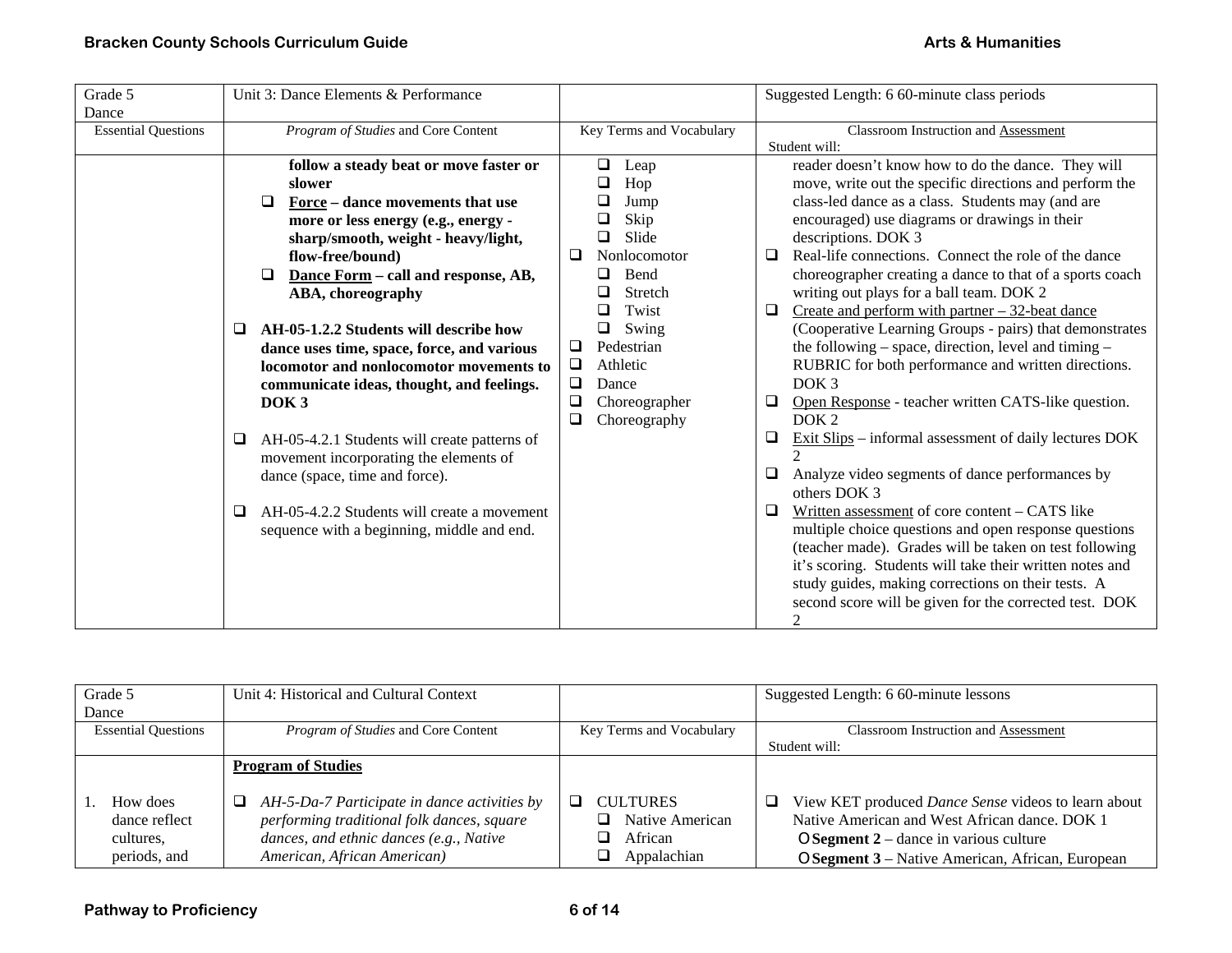| Grade 5 Dance | Unit 3: Dance Elements & Performance | | Suggested Length: 6 60-minute class periods |
|---|---|---|---|
| Essential Questions | *Program of Studies* and Core Content | Key Terms and Vocabulary | Classroom Instruction and Assessment<br>Student will: |
| | **follow a steady beat or move faster or slower**<br>❑ **<u>Force</u> – dance movements that use more or less energy (e.g., energy - sharp/smooth, weight - heavy/light, flow-free/bound)**<br>❑ **<u>Dance Form</u> – call and response, AB, ABA, choreography**<br><br>❑ **AH-05-1.2.2 Students will describe how dance uses time, space, force, and various locomotor and nonlocomotor movements to communicate ideas, thought, and feelings. DOK 3**<br><br>❑ AH-05-4.2.1 Students will create patterns of movement incorporating the elements of dance (space, time and force).<br><br>❑ AH-05-4.2.2 Students will create a movement sequence with a beginning, middle and end. | ❑ Leap<br>❑ Hop<br>❑ Jump<br>❑ Skip<br>❑ Slide<br>❑ Nonlocomotor<br>❑ Bend<br>❑ Stretch<br>❑ Twist<br>❑ Swing<br>❑ Pedestrian<br>❑ Athletic<br>❑ Dance<br>❑ Choreographer<br>❑ Choreography | reader doesn't know how to do the dance. They will move, write out the specific directions and perform the class-led dance as a class. Students may (and are encouraged) use diagrams or drawings in their descriptions. DOK 3<br>❑ Real-life connections. Connect the role of the dance choreographer creating a dance to that of a sports coach writing out plays for a ball team. DOK 2<br>❑ <u>Create and perform with partner – 32-beat dance</u> (Cooperative Learning Groups - pairs) that demonstrates the following – space, direction, level and timing – RUBRIC for both performance and written directions. DOK 3<br>❑ <u>Open Response</u> - teacher written CATS-like question. DOK 2<br>❑ <u>Exit Slips</u> – informal assessment of daily lectures DOK 2<br>❑ Analyze video segments of dance performances by others DOK 3<br>❑ <u>Written assessment</u> of core content – CATS like multiple choice questions and open response questions (teacher made). Grades will be taken on test following it's scoring. Students will take their written notes and study guides, making corrections on their tests. A second score will be given for the corrected test. DOK 2 |

| Grade 5 Dance | Unit 4: Historical and Cultural Context | | Suggested Length: 6 60-minute lessons |
|---|---|---|---|
| Essential Questions | *Program of Studies* and Core Content | Key Terms and Vocabulary | Classroom Instruction and Assessment<br>Student will: |
| 1. How does dance reflect cultures, periods, and | **<u>Program of Studies</u>**<br><br>❑ *AH-5-Da-7 Participate in dance activities by performing traditional folk dances, square dances, and ethnic dances (e.g., Native American, African American)* | ❑ CULTURES<br>❑ Native American<br>❑ African<br>❑ Appalachian | ❑ View KET produced *Dance Sense* videos to learn about Native American and West African dance. DOK 1<br>○ **Segment 2** – dance in various culture<br>○ **Segment 3** – Native American, African, European |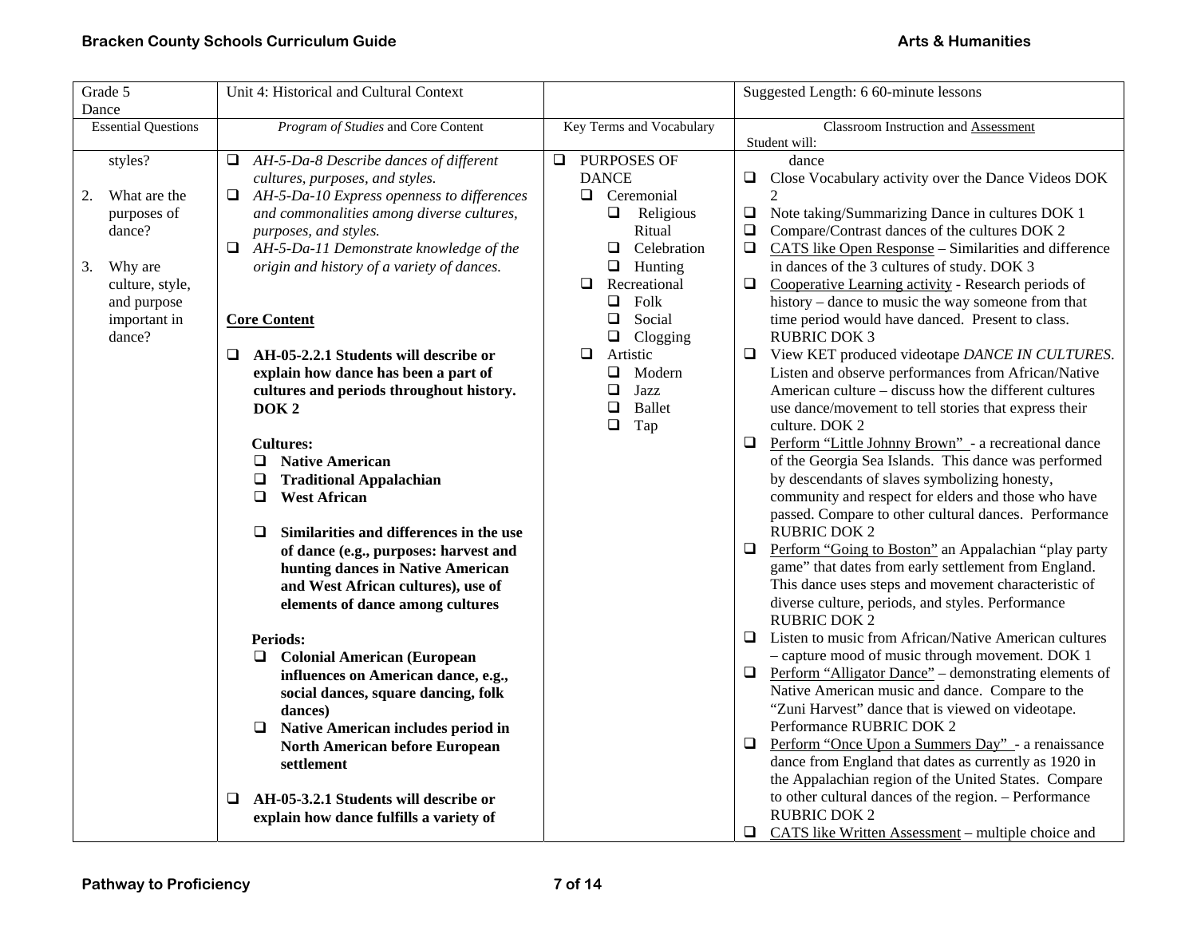| Grade 5 Dance | Unit 4: Historical and Cultural Context | | Suggested Length: 6 60-minute lessons |
|---|---|---|---|
| Essential Questions | *Program of Studies* and Core Content | Key Terms and Vocabulary | Classroom Instruction and Assessment<br>Student will: |
| styles?<br><br>2. What are the purposes of dance?<br><br>3. Why are culture, style, and purpose important in dance? | ❑ *AH-5-Da-8 Describe dances of different cultures, purposes, and styles.*<br>❑ *AH-5-Da-10 Express openness to differences and commonalities among diverse cultures, purposes, and styles.*<br>❑ *AH-5-Da-11 Demonstrate knowledge of the origin and history of a variety of dances.*<br><br>**Core Content**<br><br>❑ **AH-05-2.2.1 Students will describe or explain how dance has been a part of cultures and periods throughout history. DOK 2**<br><br>**Cultures:**<br>❑ **Native American**<br>❑ **Traditional Appalachian**<br>❑ **West African**<br><br>❑ **Similarities and differences in the use of dance (e.g., purposes: harvest and hunting dances in Native American and West African cultures), use of elements of dance among cultures**<br><br>**Periods:**<br>❑ **Colonial American (European influences on American dance, e.g., social dances, square dancing, folk dances)**<br>❑ **Native American includes period in North American before European settlement**<br><br>❑ **AH-05-3.2.1 Students will describe or explain how dance fulfills a variety of** | ❑ PURPOSES OF DANCE<br>❑ Ceremonial<br>❑ Religious Ritual<br>❑ Celebration<br>❑ Hunting<br>❑ Recreational<br>❑ Folk<br>❑ Social<br>❑ Clogging<br>❑ Artistic<br>❑ Modern<br>❑ Jazz<br>❑ Ballet<br>❑ Tap | dance<br>❑ Close Vocabulary activity over the Dance Videos DOK 2<br>❑ Note taking/Summarizing Dance in cultures DOK 1<br>❑ Compare/Contrast dances of the cultures DOK 2<br>❑ CATS like Open Response – Similarities and difference in dances of the 3 cultures of study. DOK 3<br>❑ Cooperative Learning activity - Research periods of history – dance to music the way someone from that time period would have danced. Present to class. RUBRIC DOK 3<br>❑ View KET produced videotape *DANCE IN CULTURES*. Listen and observe performances from African/Native American culture – discuss how the different cultures use dance/movement to tell stories that express their culture. DOK 2<br>❑ Perform "Little Johnny Brown" - a recreational dance of the Georgia Sea Islands. This dance was performed by descendants of slaves symbolizing honesty, community and respect for elders and those who have passed. Compare to other cultural dances. Performance RUBRIC DOK 2<br>❑ Perform "Going to Boston" an Appalachian "play party game" that dates from early settlement from England. This dance uses steps and movement characteristic of diverse culture, periods, and styles. Performance RUBRIC DOK 2<br>❑ Listen to music from African/Native American cultures – capture mood of music through movement. DOK 1<br>❑ Perform "Alligator Dance" – demonstrating elements of Native American music and dance. Compare to the "Zuni Harvest" dance that is viewed on videotape. Performance RUBRIC DOK 2<br>❑ Perform "Once Upon a Summers Day" - a renaissance dance from England that dates as currently as 1920 in the Appalachian region of the United States. Compare to other cultural dances of the region. – Performance RUBRIC DOK 2<br>❑ CATS like Written Assessment – multiple choice and |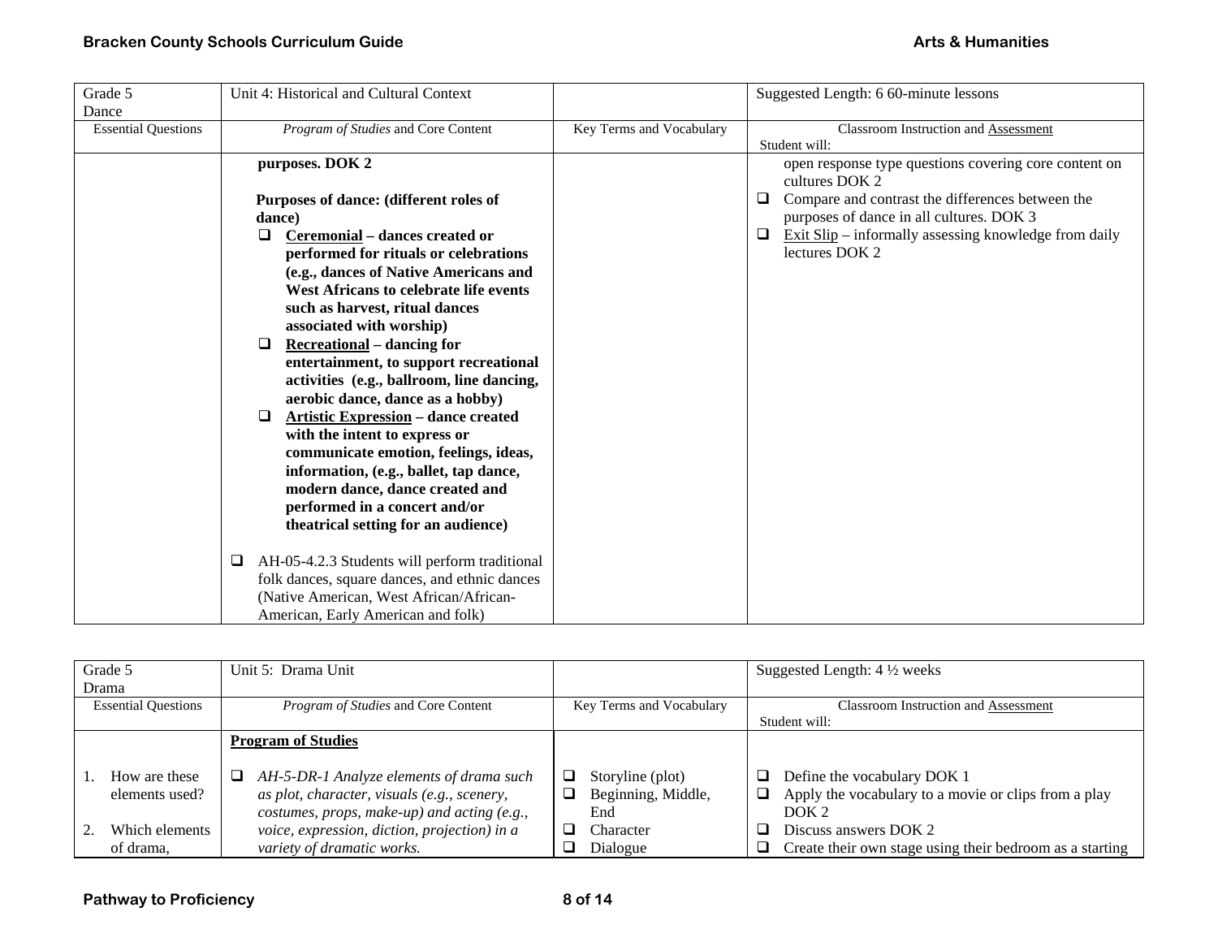| Grade 5<br>Dance | Unit 4: Historical and Cultural Context | | Suggested Length: 6 60-minute lessons |
|---|---|---|---|
| Essential Questions | *Program of Studies* and Core Content | Key Terms and Vocabulary | Classroom Instruction and Assessment<br>Student will: |
| | **purposes. DOK 2**<br><br>**Purposes of dance: (different roles of dance)**<br>❑ **Ceremonial – dances created or performed for rituals or celebrations (e.g., dances of Native Americans and West Africans to celebrate life events such as harvest, ritual dances associated with worship)**<br>❑ **Recreational – dancing for entertainment, to support recreational activities (e.g., ballroom, line dancing, aerobic dance, dance as a hobby)**<br>❑ **Artistic Expression – dance created with the intent to express or communicate emotion, feelings, ideas, information, (e.g., ballet, tap dance, modern dance, dance created and performed in a concert and/or theatrical setting for an audience)**<br><br>❑ AH-05-4.2.3 Students will perform traditional folk dances, square dances, and ethnic dances (Native American, West African/African-American, Early American and folk) | | open response type questions covering core content on cultures DOK 2<br>❑ Compare and contrast the differences between the purposes of dance in all cultures. DOK 3<br>❑ Exit Slip – informally assessing knowledge from daily lectures DOK 2 |

| Grade 5<br>Drama | Unit 5: Drama Unit | | Suggested Length: 4 ½ weeks |
|---|---|---|---|
| Essential Questions | *Program of Studies* and Core Content | Key Terms and Vocabulary | Classroom Instruction and Assessment<br>Student will: |
| 1. How are these elements used?<br><br>2. Which elements of drama, | **Program of Studies**<br><br>❑ *AH-5-DR-1 Analyze elements of drama such as plot, character, visuals (e.g., scenery, costumes, props, make-up) and acting (e.g., voice, expression, diction, projection) in a variety of dramatic works.* | ❑ Storyline (plot)<br>❑ Beginning, Middle, End<br>❑ Character<br>❑ Dialogue | ❑ Define the vocabulary DOK 1<br>❑ Apply the vocabulary to a movie or clips from a play DOK 2<br>❑ Discuss answers DOK 2<br>❑ Create their own stage using their bedroom as a starting |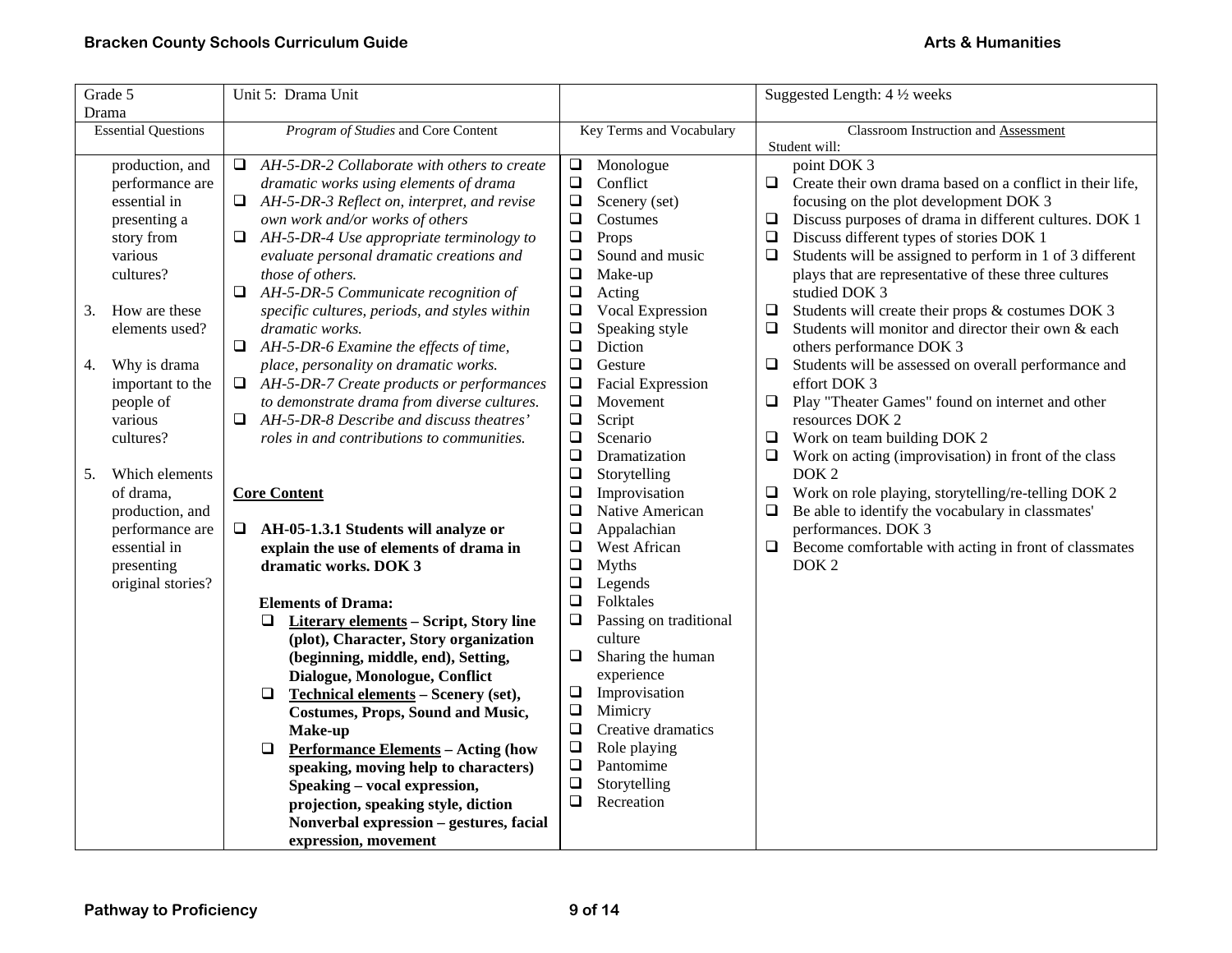| Grade 5 Drama | Unit 5: Drama Unit | | Suggested Length: 4 ½ weeks |
|---|---|---|---|
| Essential Questions | *Program of Studies* and Core Content | Key Terms and Vocabulary | Classroom Instruction and Assessment<br>Student will: |
| production, and performance are essential in presenting a story from various cultures?<br><br>3. How are these elements used?<br><br>4. Why is drama important to the people of various cultures?<br><br>5. Which elements of drama, production, and performance are essential in presenting original stories? | ❑ *AH-5-DR-2 Collaborate with others to create dramatic works using elements of drama*<br>❑ *AH-5-DR-3 Reflect on, interpret, and revise own work and/or works of others*<br>❑ *AH-5-DR-4 Use appropriate terminology to evaluate personal dramatic creations and those of others.*<br>❑ *AH-5-DR-5 Communicate recognition of specific cultures, periods, and styles within dramatic works.*<br>❑ *AH-5-DR-6 Examine the effects of time, place, personality on dramatic works.*<br>❑ *AH-5-DR-7 Create products or performances to demonstrate drama from diverse cultures.*<br>❑ *AH-5-DR-8 Describe and discuss theatres' roles in and contributions to communities.*<br><br>**Core Content**<br><br>❑ **AH-05-1.3.1 Students will analyze or explain the use of elements of drama in dramatic works. DOK 3**<br><br>**Elements of Drama:**<br>❑ **Literary elements – Script, Story line (plot), Character, Story organization (beginning, middle, end), Setting, Dialogue, Monologue, Conflict**<br>❑ **Technical elements – Scenery (set), Costumes, Props, Sound and Music, Make-up**<br>❑ **Performance Elements – Acting (how speaking, moving help to characters) Speaking – vocal expression, projection, speaking style, diction Nonverbal expression – gestures, facial expression, movement** | ❑ Monologue<br>❑ Conflict<br>❑ Scenery (set)<br>❑ Costumes<br>❑ Props<br>❑ Sound and music<br>❑ Make-up<br>❑ Acting<br>❑ Vocal Expression<br>❑ Speaking style<br>❑ Diction<br>❑ Gesture<br>❑ Facial Expression<br>❑ Movement<br>❑ Script<br>❑ Scenario<br>❑ Dramatization<br>❑ Storytelling<br>❑ Improvisation<br>❑ Native American<br>❑ Appalachian<br>❑ West African<br>❑ Myths<br>❑ Legends<br>❑ Folktales<br>❑ Passing on traditional culture<br>❑ Sharing the human experience<br>❑ Improvisation<br>❑ Mimicry<br>❑ Creative dramatics<br>❑ Role playing<br>❑ Pantomime<br>❑ Storytelling<br>❑ Recreation | point DOK 3<br>❑ Create their own drama based on a conflict in their life, focusing on the plot development DOK 3<br>❑ Discuss purposes of drama in different cultures. DOK 1<br>❑ Discuss different types of stories DOK 1<br>❑ Students will be assigned to perform in 1 of 3 different plays that are representative of these three cultures studied DOK 3<br>❑ Students will create their props & costumes DOK 3<br>❑ Students will monitor and director their own & each others performance DOK 3<br>❑ Students will be assessed on overall performance and effort DOK 3<br>❑ Play "Theater Games" found on internet and other resources DOK 2<br>❑ Work on team building DOK 2<br>❑ Work on acting (improvisation) in front of the class DOK 2<br>❑ Work on role playing, storytelling/re-telling DOK 2<br>❑ Be able to identify the vocabulary in classmates' performances. DOK 3<br>❑ Become comfortable with acting in front of classmates DOK 2 |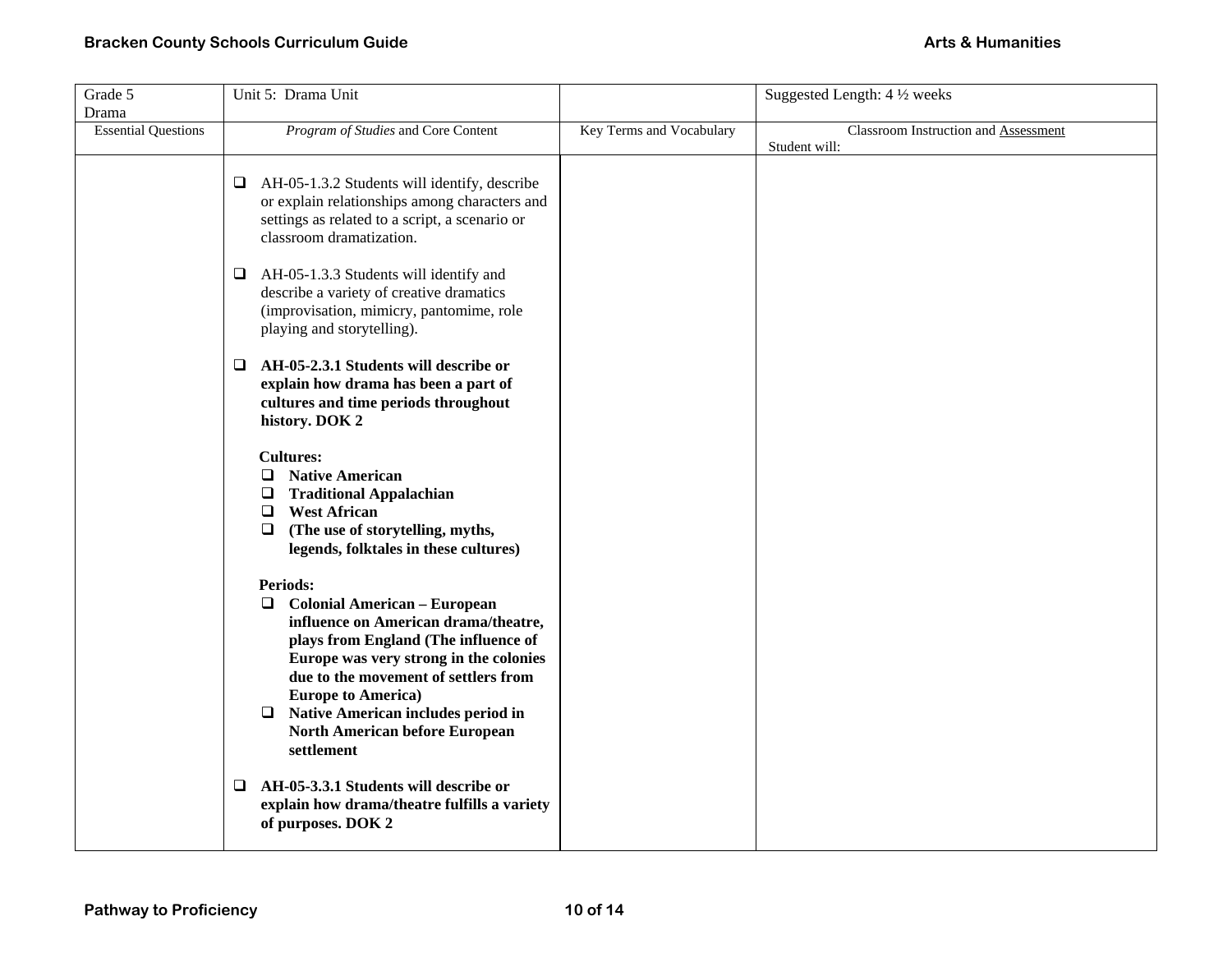| Grade 5 Drama | Unit 5: Drama Unit | | Suggested Length: 4 ½ weeks |
|---|---|---|---|
| Essential Questions | *Program of Studies* and Core Content | Key Terms and Vocabulary | Classroom Instruction and Assessment<br>Student will: |
| | ❑ AH-05-1.3.2 Students will identify, describe or explain relationships among characters and settings as related to a script, a scenario or classroom dramatization.<br><br>❑ AH-05-1.3.3 Students will identify and describe a variety of creative dramatics (improvisation, mimicry, pantomime, role playing and storytelling).<br><br>❑ **AH-05-2.3.1 Students will describe or explain how drama has been a part of cultures and time periods throughout history. DOK 2**<br><br>**Cultures:**<br>❑ **Native American**<br>❑ **Traditional Appalachian**<br>❑ **West African**<br>❑ **(The use of storytelling, myths, legends, folktales in these cultures)**<br><br>**Periods:**<br>❑ **Colonial American – European influence on American drama/theatre, plays from England (The influence of Europe was very strong in the colonies due to the movement of settlers from Europe to America)**<br>❑ **Native American includes period in North American before European settlement**<br><br>❑ **AH-05-3.3.1 Students will describe or explain how drama/theatre fulfills a variety of purposes. DOK 2** | | |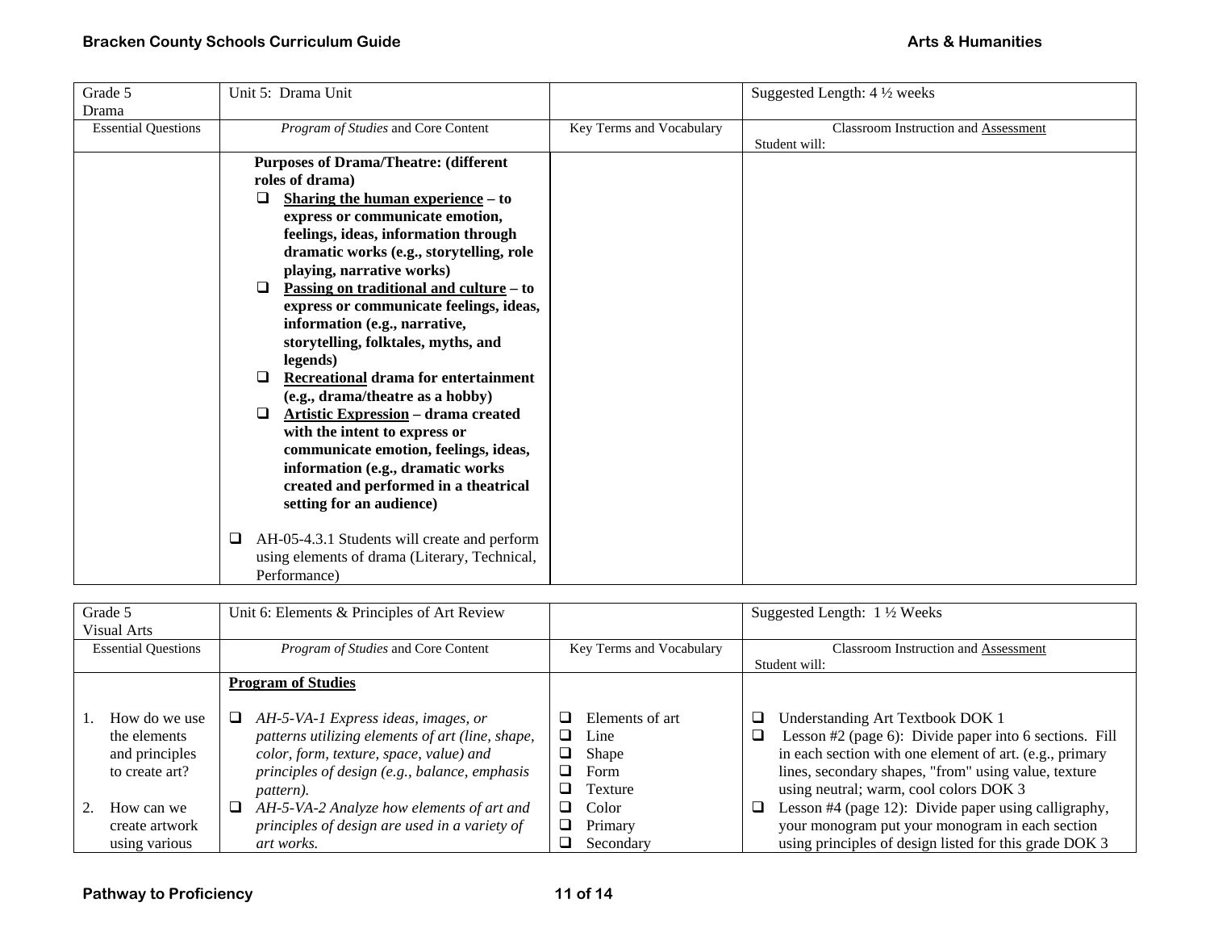| Grade 5<br>Drama | Unit 5: Drama Unit | | Suggested Length: 4 ½ weeks |
|---|---|---|---|
| Essential Questions | *Program of Studies* and Core Content | Key Terms and Vocabulary | Classroom Instruction and Assessment<br>Student will: |
| | **Purposes of Drama/Theatre: (different roles of drama)**<br>❑ **<u>Sharing the human experience</u> – to express or communicate emotion, feelings, ideas, information through dramatic works (e.g., storytelling, role playing, narrative works)**<br>❑ **<u>Passing on traditional and culture</u> – to express or communicate feelings, ideas, information (e.g., narrative, storytelling, folktales, myths, and legends)**<br>❑ **<u>Recreational</u> drama for entertainment (e.g., drama/theatre as a hobby)**<br>❑ **<u>Artistic Expression</u> – drama created with the intent to express or communicate emotion, feelings, ideas, information (e.g., dramatic works created and performed in a theatrical setting for an audience)**<br><br>❑ AH-05-4.3.1 Students will create and perform using elements of drama (Literary, Technical, Performance) | | |

| Grade 5<br>Visual Arts | Unit 6: Elements & Principles of Art Review | | Suggested Length: 1 ½ Weeks |
|---|---|---|---|
| Essential Questions | *Program of Studies* and Core Content | Key Terms and Vocabulary | Classroom Instruction and Assessment<br>Student will: |
| | **<u>Program of Studies</u>** | | |
| 1. How do we use the elements and principles to create art?<br><br>2. How can we create artwork using various | ❑ *AH-5-VA-1 Express ideas, images, or patterns utilizing elements of art (line, shape, color, form, texture, space, value) and principles of design (e.g., balance, emphasis pattern).*<br>❑ *AH-5-VA-2 Analyze how elements of art and principles of design are used in a variety of art works.* | ❑ Elements of art<br>❑ Line<br>❑ Shape<br>❑ Form<br>❑ Texture<br>❑ Color<br>❑ Primary<br>❑ Secondary | ❑ Understanding Art Textbook DOK 1<br>❑ Lesson #2 (page 6): Divide paper into 6 sections. Fill in each section with one element of art. (e.g., primary lines, secondary shapes, "from" using value, texture using neutral; warm, cool colors DOK 3<br>❑ Lesson #4 (page 12): Divide paper using calligraphy, your monogram put your monogram in each section using principles of design listed for this grade DOK 3 |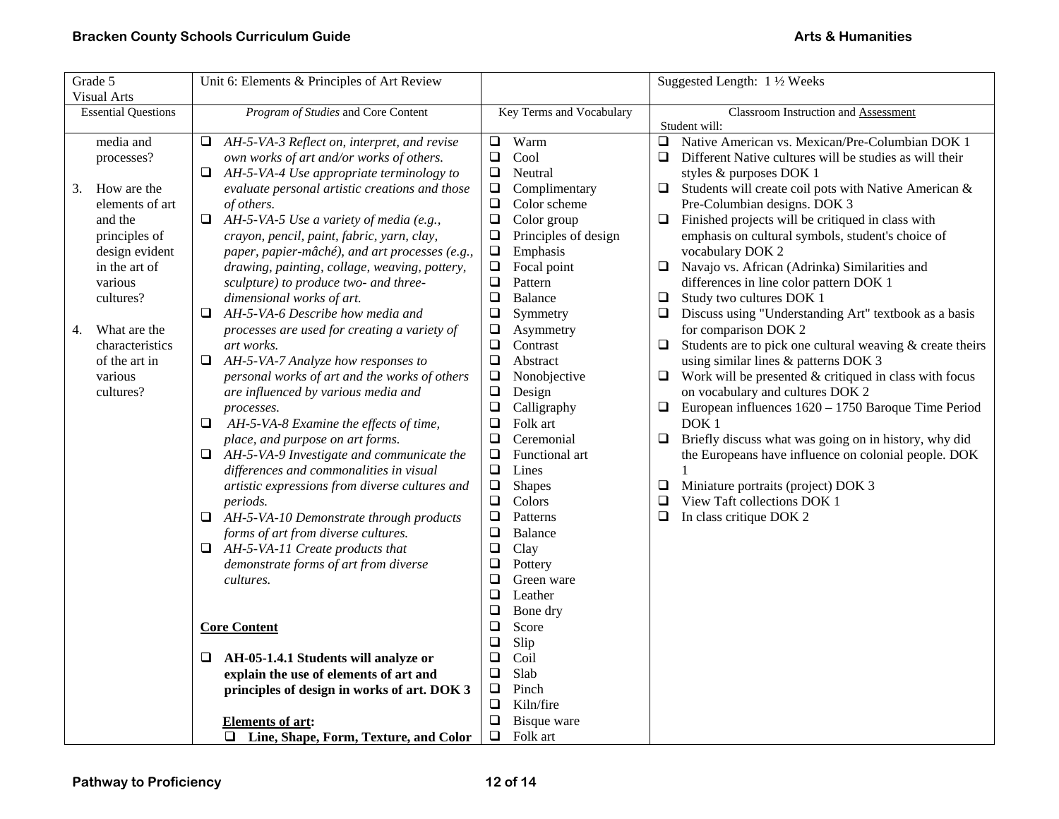| Grade 5 Visual Arts | Unit 6: Elements & Principles of Art Review | | Suggested Length: 1 ½ Weeks |
|---|---|---|---|
| Essential Questions | *Program of Studies* and Core Content | Key Terms and Vocabulary | Classroom Instruction and Assessment<br>Student will: |
| media and processes?<br><br>3. How are the elements of art and the principles of design evident in the art of various cultures?<br><br>4. What are the characteristics of the art in various cultures? | ❑ *AH-5-VA-3 Reflect on, interpret, and revise own works of art and/or works of others.*<br>❑ *AH-5-VA-4 Use appropriate terminology to evaluate personal artistic creations and those of others.*<br>❑ *AH-5-VA-5 Use a variety of media (e.g., crayon, pencil, paint, fabric, yarn, clay, paper, papier-mâché), and art processes (e.g., drawing, painting, collage, weaving, pottery, sculpture) to produce two- and three-dimensional works of art.*<br>❑ *AH-5-VA-6 Describe how media and processes are used for creating a variety of art works.*<br>❑ *AH-5-VA-7 Analyze how responses to personal works of art and the works of others are influenced by various media and processes.*<br>❑ *AH-5-VA-8 Examine the effects of time, place, and purpose on art forms.*<br>❑ *AH-5-VA-9 Investigate and communicate the differences and commonalities in visual artistic expressions from diverse cultures and periods.*<br>❑ *AH-5-VA-10 Demonstrate through products forms of art from diverse cultures.*<br>❑ *AH-5-VA-11 Create products that demonstrate forms of art from diverse cultures.*<br><br>**Core Content**<br><br>❑ **AH-05-1.4.1 Students will analyze or explain the use of elements of art and principles of design in works of art. DOK 3**<br><br>**Elements of art:**<br>❑ **Line, Shape, Form, Texture, and Color** | ❑ Warm<br>❑ Cool<br>❑ Neutral<br>❑ Complimentary<br>❑ Color scheme<br>❑ Color group<br>❑ Principles of design<br>❑ Emphasis<br>❑ Focal point<br>❑ Pattern<br>❑ Balance<br>❑ Symmetry<br>❑ Asymmetry<br>❑ Contrast<br>❑ Abstract<br>❑ Nonobjective<br>❑ Design<br>❑ Calligraphy<br>❑ Folk art<br>❑ Ceremonial<br>❑ Functional art<br>❑ Lines<br>❑ Shapes<br>❑ Colors<br>❑ Patterns<br>❑ Balance<br>❑ Clay<br>❑ Pottery<br>❑ Green ware<br>❑ Leather<br>❑ Bone dry<br>❑ Score<br>❑ Slip<br>❑ Coil<br>❑ Slab<br>❑ Pinch<br>❑ Kiln/fire<br>❑ Bisque ware<br>❑ Folk art | ❑ Native American vs. Mexican/Pre-Columbian DOK 1<br>❑ Different Native cultures will be studies as will their styles & purposes DOK 1<br>❑ Students will create coil pots with Native American & Pre-Columbian designs. DOK 3<br>❑ Finished projects will be critiqued in class with emphasis on cultural symbols, student's choice of vocabulary DOK 2<br>❑ Navajo vs. African (Adrinka) Similarities and differences in line color pattern DOK 1<br>❑ Study two cultures DOK 1<br>❑ Discuss using "Understanding Art" textbook as a basis for comparison DOK 2<br>❑ Students are to pick one cultural weaving & create theirs using similar lines & patterns DOK 3<br>❑ Work will be presented & critiqued in class with focus on vocabulary and cultures DOK 2<br>❑ European influences 1620 – 1750 Baroque Time Period DOK 1<br>❑ Briefly discuss what was going on in history, why did the Europeans have influence on colonial people. DOK 1<br>❑ Miniature portraits (project) DOK 3<br>❑ View Taft collections DOK 1<br>❑ In class critique DOK 2 |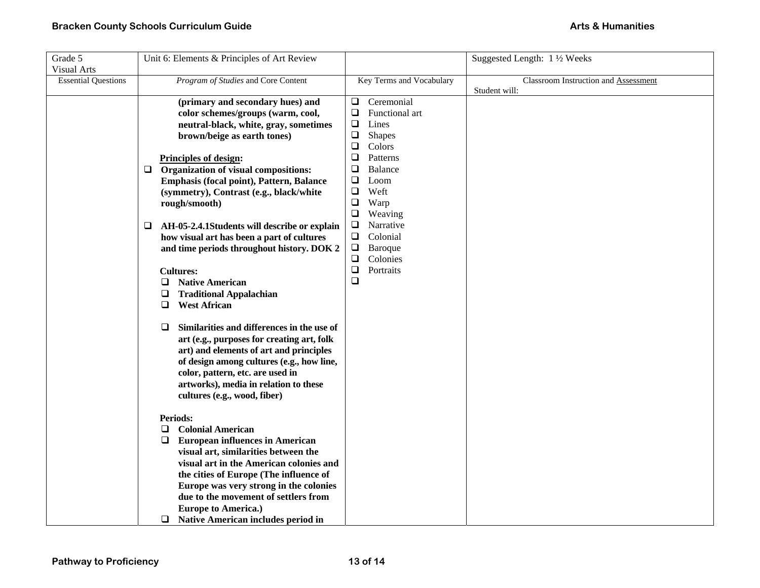| Grade 5 Visual Arts | Unit 6: Elements & Principles of Art Review | | Suggested Length: 1 ½ Weeks |
|---|---|---|---|
| Essential Questions | *Program of Studies* and Core Content | Key Terms and Vocabulary | Classroom Instruction and Assessment<br>Student will: |
| | **(primary and secondary hues) and color schemes/groups (warm, cool, neutral-black, white, gray, sometimes brown/beige as earth tones)**<br><br>**<u>Principles of design</u>:**<br>❑ **Organization of visual compositions: Emphasis (focal point), Pattern, Balance (symmetry), Contrast (e.g., black/white rough/smooth)**<br><br>❑ **AH-05-2.4.1Students will describe or explain how visual art has been a part of cultures and time periods throughout history. DOK 2**<br><br>**Cultures:**<br>❑ **Native American**<br>❑ **Traditional Appalachian**<br>❑ **West African**<br><br>❑ **Similarities and differences in the use of art (e.g., purposes for creating art, folk art) and elements of art and principles of design among cultures (e.g., how line, color, pattern, etc. are used in artworks), media in relation to these cultures (e.g., wood, fiber)**<br><br>**Periods:**<br>❑ **Colonial American**<br>❑ **European influences in American visual art, similarities between the visual art in the American colonies and the cities of Europe (The influence of Europe was very strong in the colonies due to the movement of settlers from Europe to America.)**<br>❑ **Native American includes period in** | ❑ Ceremonial<br>❑ Functional art<br>❑ Lines<br>❑ Shapes<br>❑ Colors<br>❑ Patterns<br>❑ Balance<br>❑ Loom<br>❑ Weft<br>❑ Warp<br>❑ Weaving<br>❑ Narrative<br>❑ Colonial<br>❑ Baroque<br>❑ Colonies<br>❑ Portraits<br>❑ | |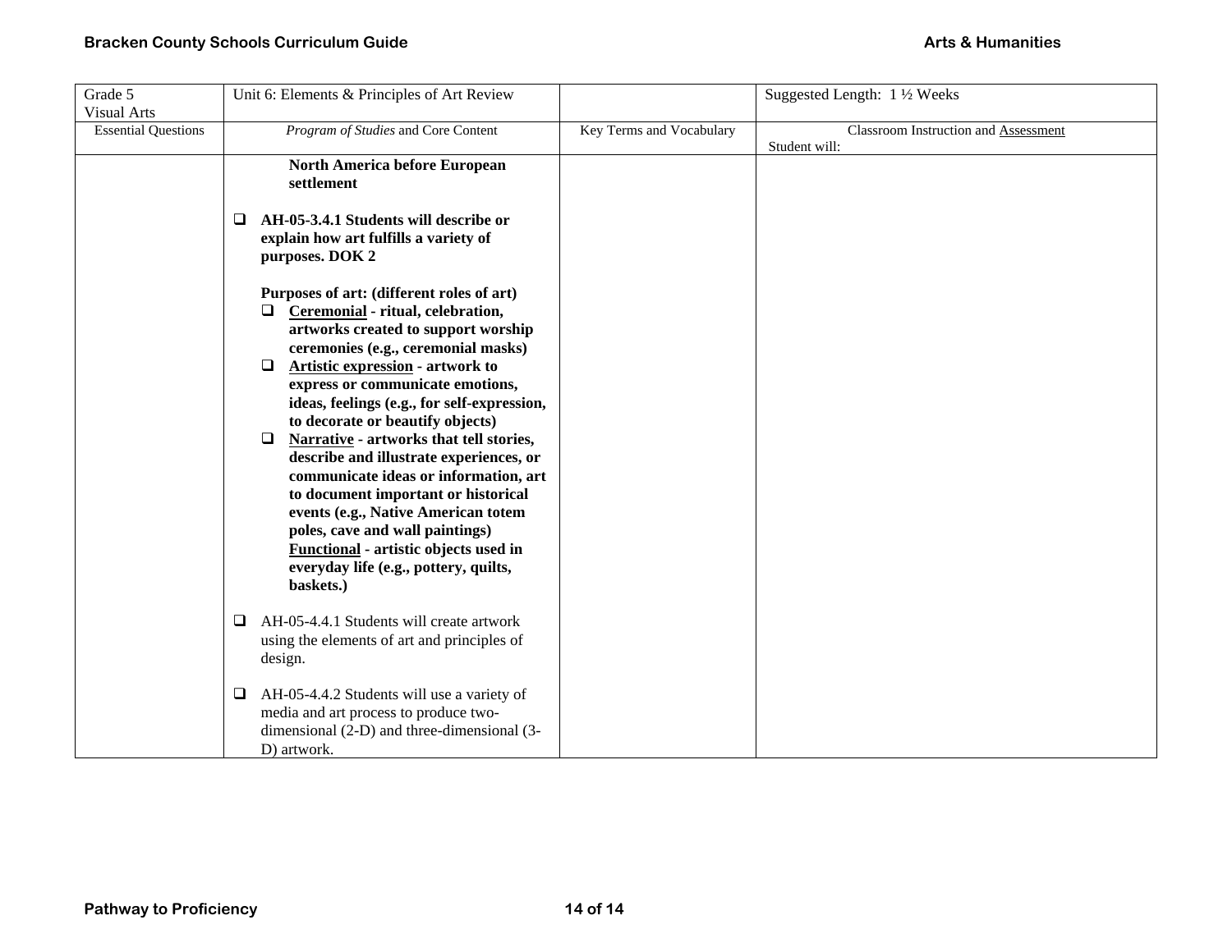| Grade 5 Visual Arts | Unit 6: Elements & Principles of Art Review | | Suggested Length: 1 ½ Weeks |
|---|---|---|---|
| Essential Questions | *Program of Studies* and Core Content | Key Terms and Vocabulary | Classroom Instruction and Assessment<br>Student will: |
| | **North America before European settlement**<br><br>❑ **AH-05-3.4.1 Students will describe or explain how art fulfills a variety of purposes. DOK 2**<br><br>**Purposes of art: (different roles of art)**<br>❑ **Ceremonial - ritual, celebration, artworks created to support worship ceremonies (e.g., ceremonial masks)**<br>❑ **Artistic expression - artwork to express or communicate emotions, ideas, feelings (e.g., for self-expression, to decorate or beautify objects)**<br>❑ **Narrative - artworks that tell stories, describe and illustrate experiences, or communicate ideas or information, art to document important or historical events (e.g., Native American totem poles, cave and wall paintings)**<br>**Functional - artistic objects used in everyday life (e.g., pottery, quilts, baskets.)**<br><br>❑ AH-05-4.4.1 Students will create artwork using the elements of art and principles of design.<br><br>❑ AH-05-4.4.2 Students will use a variety of media and art process to produce two-dimensional (2-D) and three-dimensional (3-D) artwork. | | |